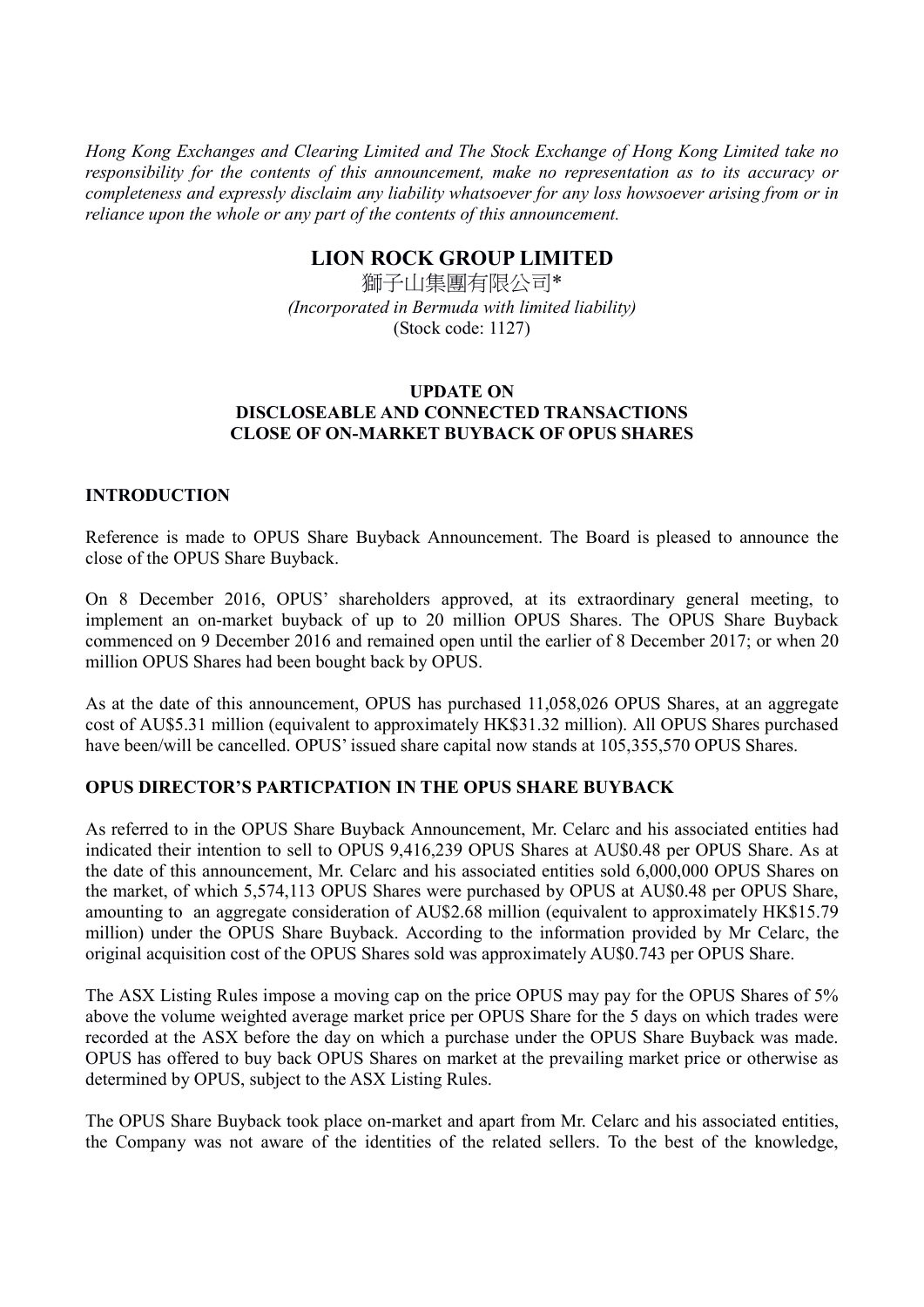*Hong Kong Exchanges and Clearing Limited and The Stock Exchange of Hong Kong Limited take no responsibility for the contents of this announcement, make no representation as to its accuracy or completeness and expressly disclaim any liability whatsoever for any loss howsoever arising from or in reliance upon the whole or any part of the contents of this announcement.*

# LION ROCK GROUP LIMITED

獅子山集團有限公司*

*(Incorporated in Bermuda with limited liability)*

(Stock code: 1127)

## UPDATE ON DISCLOSEABLE AND CONNECTED TRANSACTIONS CLOSE OF ON-MARKET BUYBACK OF OPUS SHARES

### INTRODUCTION

Reference is made to OPUS Share Buyback Announcement. The Board is pleased to announce the close of the OPUS Share Buyback.

On 8 December 2016, OPUS' shareholders approved, at its extraordinary general meeting, to implement an on-market buyback of up to 20 million OPUS Shares. The OPUS Share Buyback commenced on 9 December 2016 and remained open until the earlier of 8 December 2017; or when 20 million OPUS Shares had been bought back by OPUS.

As at the date of this announcement, OPUS has purchased 11,058,026 OPUS Shares, at an aggregate cost of AU$5.31 million (equivalent to approximately HK$31.32 million). All OPUS Shares purchased have been/will be cancelled. OPUS' issued share capital now stands at 105,355,570 OPUS Shares.

### OPUS DIRECTOR'S PARTICPATION IN THE OPUS SHARE BUYBACK

As referred to in the OPUS Share Buyback Announcement, Mr. Celarc and his associated entities had indicated their intention to sell to OPUS 9,416,239 OPUS Shares at AU$0.48 per OPUS Share. As at the date of this announcement, Mr. Celarc and his associated entities sold 6,000,000 OPUS Shares on the market, of which 5,574,113 OPUS Shares were purchased by OPUS at AU$0.48 per OPUS Share, amounting to an aggregate consideration of AU$2.68 million (equivalent to approximately HK$15.79 million) under the OPUS Share Buyback. According to the information provided by Mr Celarc, the original acquisition cost of the OPUS Shares sold was approximately AU$0.743 per OPUS Share.

The ASX Listing Rules impose a moving cap on the price OPUS may pay for the OPUS Shares of 5% above the volume weighted average market price per OPUS Share for the 5 days on which trades were recorded at the ASX before the day on which a purchase under the OPUS Share Buyback was made. OPUS has offered to buy back OPUS Shares on market at the prevailing market price or otherwise as determined by OPUS, subject to the ASX Listing Rules.

The OPUS Share Buyback took place on-market and apart from Mr. Celarc and his associated entities, the Company was not aware of the identities of the related sellers. To the best of the knowledge,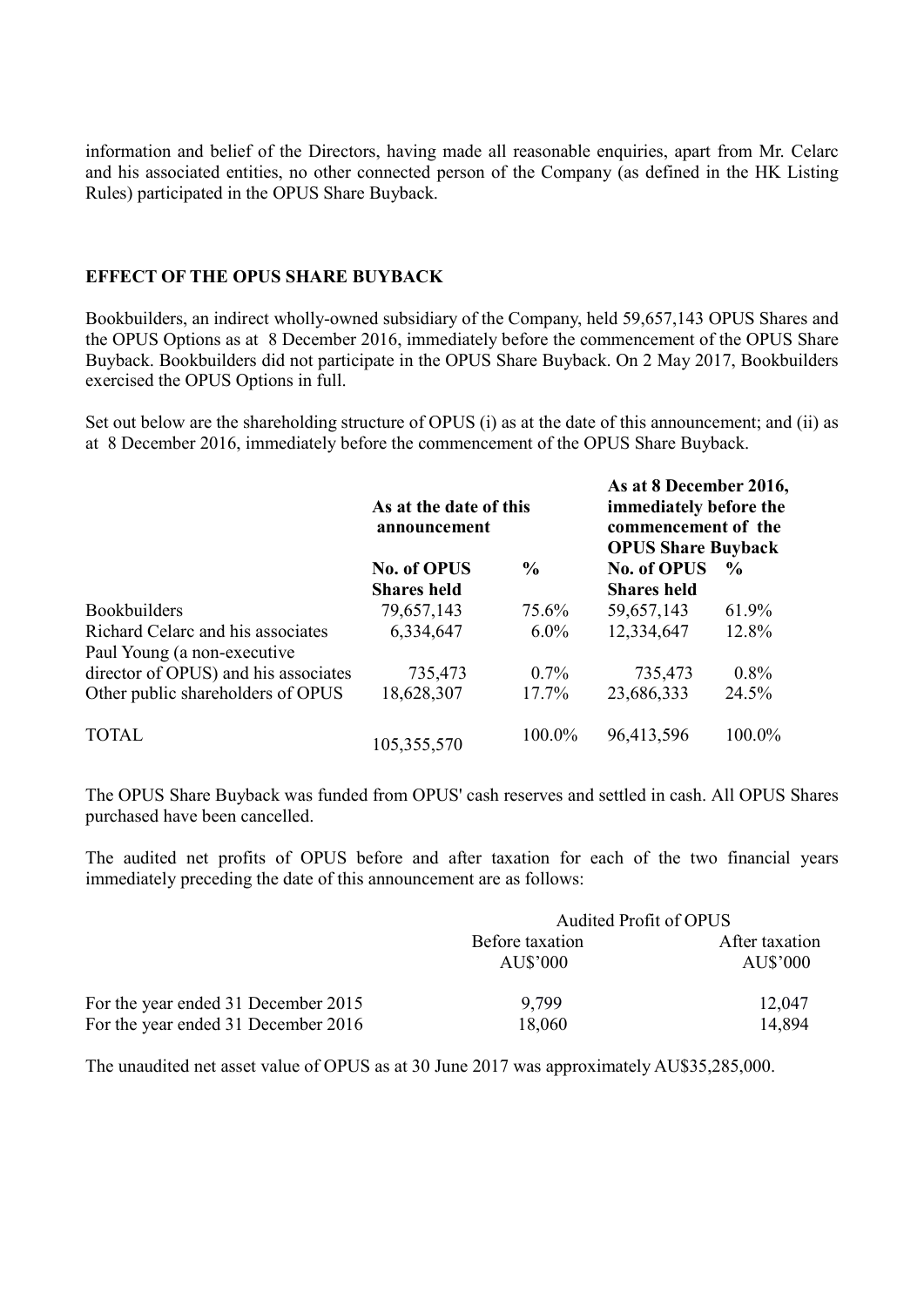information and belief of the Directors, having made all reasonable enquiries, apart from Mr. Celarc and his associated entities, no other connected person of the Company (as defined in the HK Listing Rules) participated in the OPUS Share Buyback.

## EFFECT OF THE OPUS SHARE BUYBACK

Bookbuilders, an indirect wholly-owned subsidiary of the Company, held 59,657,143 OPUS Shares and the OPUS Options as at 8 December 2016, immediately before the commencement of the OPUS Share Buyback. Bookbuilders did not participate in the OPUS Share Buyback. On 2 May 2017, Bookbuilders exercised the OPUS Options in full.

Set out below are the shareholding structure of OPUS (i) as at the date of this announcement; and (ii) as at 8 December 2016, immediately before the commencement of the OPUS Share Buyback.

| | **As at the date of this announcement** | | **As at 8 December 2016, immediately before the commencement of the OPUS Share Buyback** | |
|---|---|---|---|---|
| | **No. of OPUS Shares held** | **%** | **No. of OPUS Shares held** | **%** |
| Bookbuilders | 79,657,143 | 75.6% | 59,657,143 | 61.9% |
| Richard Celarc and his associates | 6,334,647 | 6.0% | 12,334,647 | 12.8% |
| Paul Young (a non-executive director of OPUS) and his associates | 735,473 | 0.7% | 735,473 | 0.8% |
| Other public shareholders of OPUS | 18,628,307 | 17.7% | 23,686,333 | 24.5% |
| TOTAL | 105,355,570 | 100.0% | 96,413,596 | 100.0% |

The OPUS Share Buyback was funded from OPUS' cash reserves and settled in cash. All OPUS Shares purchased have been cancelled.

The audited net profits of OPUS before and after taxation for each of the two financial years immediately preceding the date of this announcement are as follows:

| | Audited Profit of OPUS | |
|---|---|---|
| | Before taxation AU$'000 | After taxation AU$'000 |
| For the year ended 31 December 2015 | 9,799 | 12,047 |
| For the year ended 31 December 2016 | 18,060 | 14,894 |

The unaudited net asset value of OPUS as at 30 June 2017 was approximately AU$35,285,000.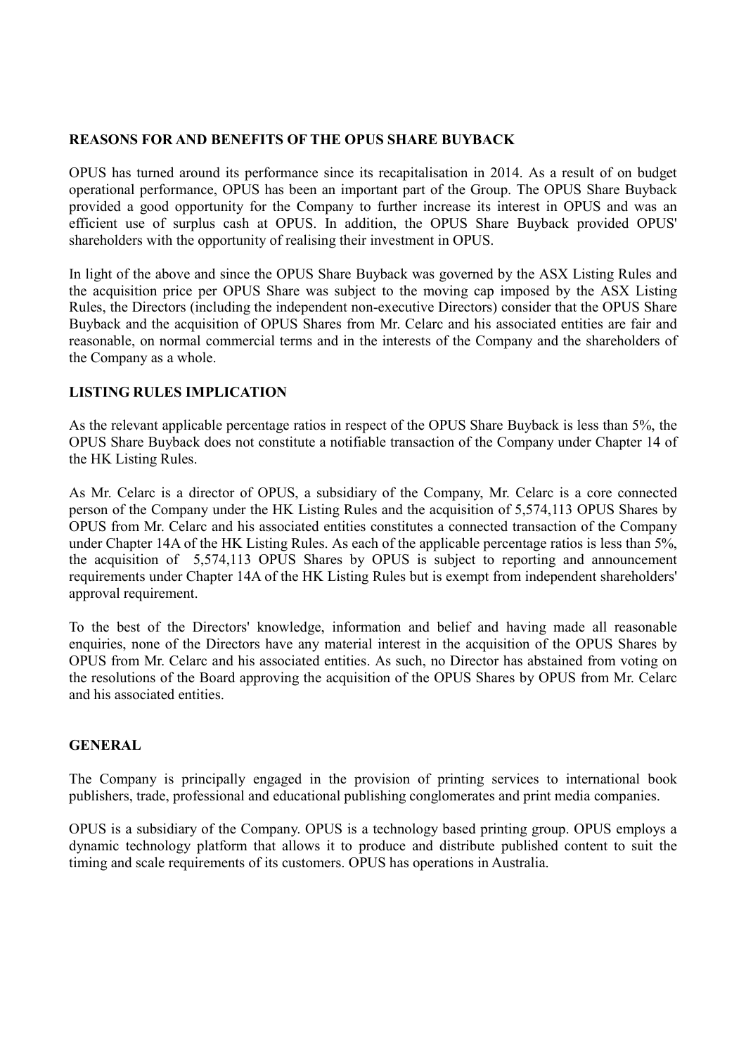## REASONS FOR AND BENEFITS OF THE OPUS SHARE BUYBACK

OPUS has turned around its performance since its recapitalisation in 2014. As a result of on budget operational performance, OPUS has been an important part of the Group. The OPUS Share Buyback provided a good opportunity for the Company to further increase its interest in OPUS and was an efficient use of surplus cash at OPUS. In addition, the OPUS Share Buyback provided OPUS' shareholders with the opportunity of realising their investment in OPUS.

In light of the above and since the OPUS Share Buyback was governed by the ASX Listing Rules and the acquisition price per OPUS Share was subject to the moving cap imposed by the ASX Listing Rules, the Directors (including the independent non-executive Directors) consider that the OPUS Share Buyback and the acquisition of OPUS Shares from Mr. Celarc and his associated entities are fair and reasonable, on normal commercial terms and in the interests of the Company and the shareholders of the Company as a whole.

## LISTING RULES IMPLICATION

As the relevant applicable percentage ratios in respect of the OPUS Share Buyback is less than 5%, the OPUS Share Buyback does not constitute a notifiable transaction of the Company under Chapter 14 of the HK Listing Rules.

As Mr. Celarc is a director of OPUS, a subsidiary of the Company, Mr. Celarc is a core connected person of the Company under the HK Listing Rules and the acquisition of 5,574,113 OPUS Shares by OPUS from Mr. Celarc and his associated entities constitutes a connected transaction of the Company under Chapter 14A of the HK Listing Rules. As each of the applicable percentage ratios is less than 5%, the acquisition of 5,574,113 OPUS Shares by OPUS is subject to reporting and announcement requirements under Chapter 14A of the HK Listing Rules but is exempt from independent shareholders' approval requirement.

To the best of the Directors' knowledge, information and belief and having made all reasonable enquiries, none of the Directors have any material interest in the acquisition of the OPUS Shares by OPUS from Mr. Celarc and his associated entities. As such, no Director has abstained from voting on the resolutions of the Board approving the acquisition of the OPUS Shares by OPUS from Mr. Celarc and his associated entities.

## GENERAL

The Company is principally engaged in the provision of printing services to international book publishers, trade, professional and educational publishing conglomerates and print media companies.

OPUS is a subsidiary of the Company. OPUS is a technology based printing group. OPUS employs a dynamic technology platform that allows it to produce and distribute published content to suit the timing and scale requirements of its customers. OPUS has operations in Australia.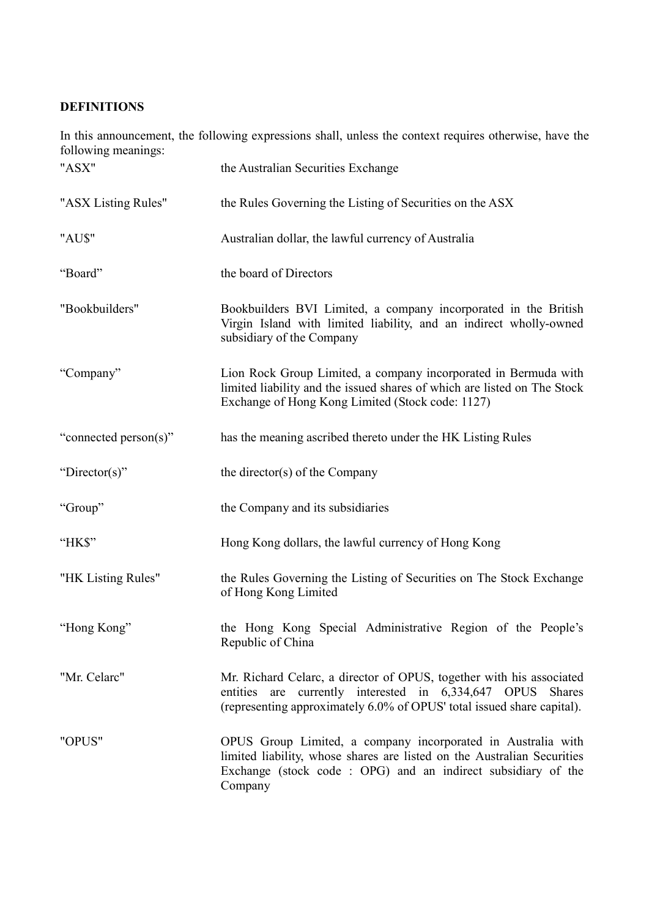**DEFINITIONS**

In this announcement, the following expressions shall, unless the context requires otherwise, have the following meanings:

| | |
|---|---|
| "ASX" | the Australian Securities Exchange |
| "ASX Listing Rules" | the Rules Governing the Listing of Securities on the ASX |
| "AU$" | Australian dollar, the lawful currency of Australia |
| "Board" | the board of Directors |
| "Bookbuilders" | Bookbuilders BVI Limited, a company incorporated in the British Virgin Island with limited liability, and an indirect wholly-owned subsidiary of the Company |
| "Company" | Lion Rock Group Limited, a company incorporated in Bermuda with limited liability and the issued shares of which are listed on The Stock Exchange of Hong Kong Limited (Stock code: 1127) |
| "connected person(s)" | has the meaning ascribed thereto under the HK Listing Rules |
| "Director(s)" | the director(s) of the Company |
| "Group" | the Company and its subsidiaries |
| "HK$" | Hong Kong dollars, the lawful currency of Hong Kong |
| "HK Listing Rules" | the Rules Governing the Listing of Securities on The Stock Exchange of Hong Kong Limited |
| "Hong Kong" | the Hong Kong Special Administrative Region of the People's Republic of China |
| "Mr. Celarc" | Mr. Richard Celarc, a director of OPUS, together with his associated entities are currently interested in 6,334,647 OPUS Shares (representing approximately 6.0% of OPUS' total issued share capital). |
| "OPUS" | OPUS Group Limited, a company incorporated in Australia with limited liability, whose shares are listed on the Australian Securities Exchange (stock code : OPG) and an indirect subsidiary of the Company |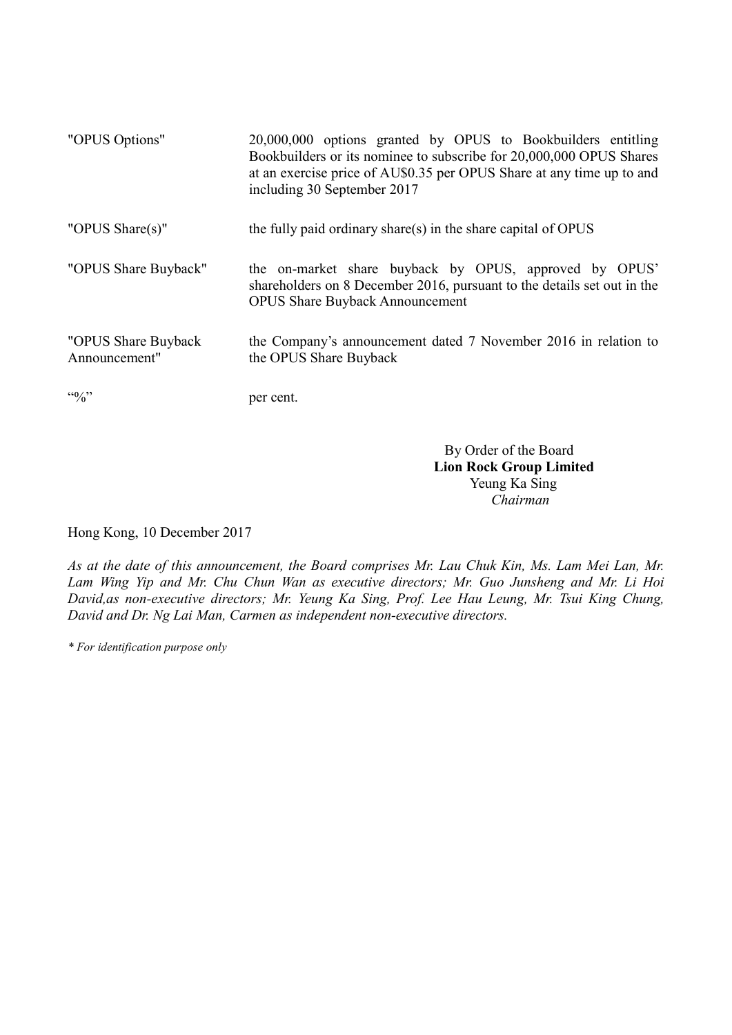| | |
|---|---|
| "OPUS Options" | 20,000,000 options granted by OPUS to Bookbuilders entitling Bookbuilders or its nominee to subscribe for 20,000,000 OPUS Shares at an exercise price of AU$0.35 per OPUS Share at any time up to and including 30 September 2017 |
| "OPUS Share(s)" | the fully paid ordinary share(s) in the share capital of OPUS |
| "OPUS Share Buyback" | the on-market share buyback by OPUS, approved by OPUS' shareholders on 8 December 2016, pursuant to the details set out in the OPUS Share Buyback Announcement |
| "OPUS Share Buyback Announcement" | the Company's announcement dated 7 November 2016 in relation to the OPUS Share Buyback |
| "%" | per cent. |

By Order of the Board
**Lion Rock Group Limited**
Yeung Ka Sing
*Chairman*

Hong Kong, 10 December 2017

*As at the date of this announcement, the Board comprises Mr. Lau Chuk Kin, Ms. Lam Mei Lan, Mr. Lam Wing Yip and Mr. Chu Chun Wan as executive directors; Mr. Guo Junsheng and Mr. Li Hoi David,as non-executive directors; Mr. Yeung Ka Sing, Prof. Lee Hau Leung, Mr. Tsui King Chung, David and Dr. Ng Lai Man, Carmen as independent non-executive directors.*

*\* For identification purpose only*